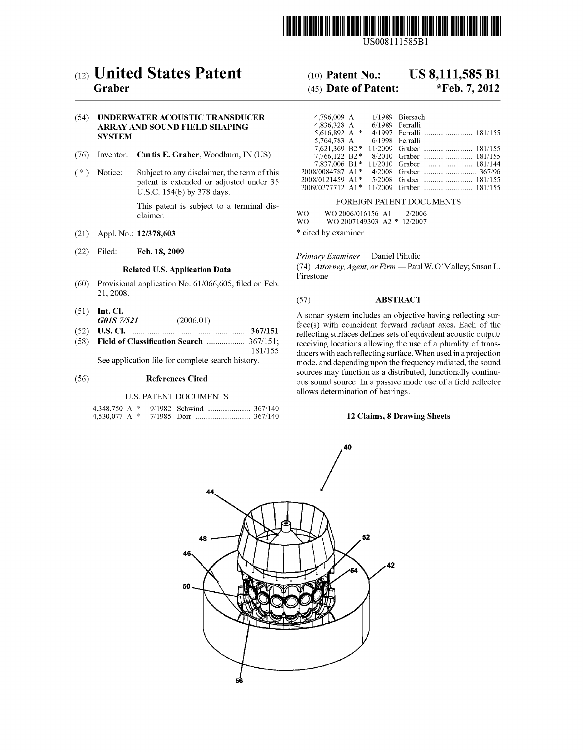US008111585B1

# (12) United States Patent
**Graber**

(10) **Patent No.: US 8,111,585 B1**

(45) **Date of Patent: \*Feb. 7, 2012**

(54) **UNDERWATER ACOUSTIC TRANSDUCER ARRAY AND SOUND FIELD SHAPING SYSTEM**

(76) Inventor: **Curtis E. Graber**, Woodburn, IN (US)

( * ) Notice: Subject to any disclaimer, the term of this patent is extended or adjusted under 35 U.S.C. 154(b) by 378 days.

This patent is subject to a terminal disclaimer.

(21) Appl. No.: **12/378,603**

(22) Filed: **Feb. 18, 2009**

### Related U.S. Application Data

(60) Provisional application No. 61/066,605, filed on Feb. 21, 2008.

(51) **Int. Cl.**
*G01S 7/521* (2006.01)

(52) **U.S. Cl.** .................................................... **367/151**

(58) **Field of Classification Search** .................. 367/151; 181/155

See application file for complete search history.

(56) **References Cited**

U.S. PATENT DOCUMENTS

| | | | |
|---|---|---|---|
| 4,348,750 A * | 9/1982 | Schwind | 367/140 |
| 4,530,077 A * | 7/1985 | Dorr | 367/140 |
| 4,796,009 A | 1/1989 | Biersach | |
| 4,836,328 A | 6/1989 | Ferralli | |
| 5,616,892 A * | 4/1997 | Ferralli | 181/155 |
| 5,764,783 A | 6/1998 | Ferralli | |
| 7,621,369 B2 * | 11/2009 | Graber | 181/155 |
| 7,766,122 B2 * | 8/2010 | Graber | 181/155 |
| 7,837,006 B1 * | 11/2010 | Graber | 181/144 |
| 2008/0084787 A1 * | 4/2008 | Graber | 367/96 |
| 2008/0121459 A1 * | 5/2008 | Graber | 181/155 |
| 2009/0277712 A1 * | 11/2009 | Graber | 181/155 |

FOREIGN PATENT DOCUMENTS

| | | |
|---|---|---|
| WO | WO 2006/016156 A1 | 2/2006 |
| WO | WO 2007149303 A2 * | 12/2007 |

\* cited by examiner

*Primary Examiner* — Daniel Pihulic

(74) *Attorney, Agent, or Firm* — Paul W. O'Malley; Susan L. Firestone

(57) **ABSTRACT**

A sonar system includes an objective having reflecting surface(s) with coincident forward radiant axes. Each of the reflecting surfaces defines sets of equivalent acoustic output/receiving locations allowing the use of a plurality of transducers with each reflecting surface. When used in a projection mode, and depending upon the frequency radiated, the sound sources may function as a distributed, functionally continuous sound source. In a passive mode use of a field reflector allows determination of bearings.

**12 Claims, 8 Drawing Sheets**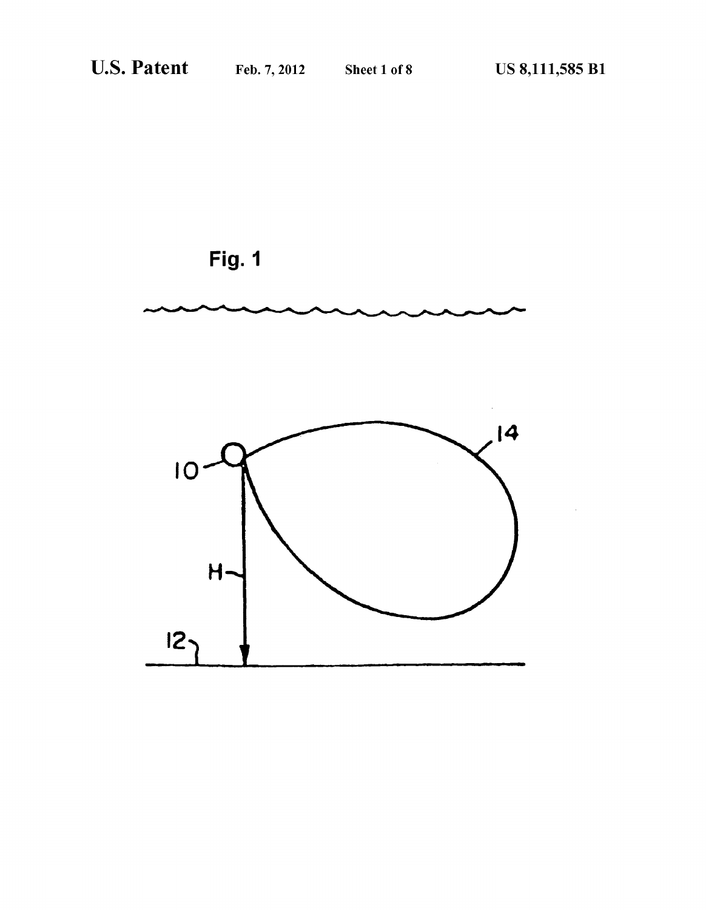Fig. 1

10

14

H

12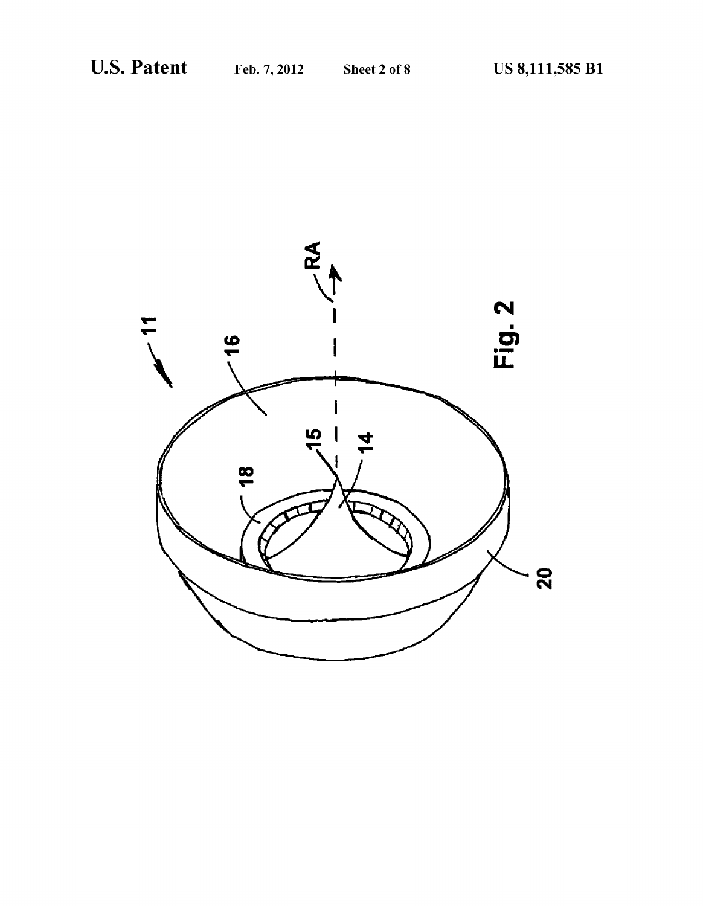Fig. 2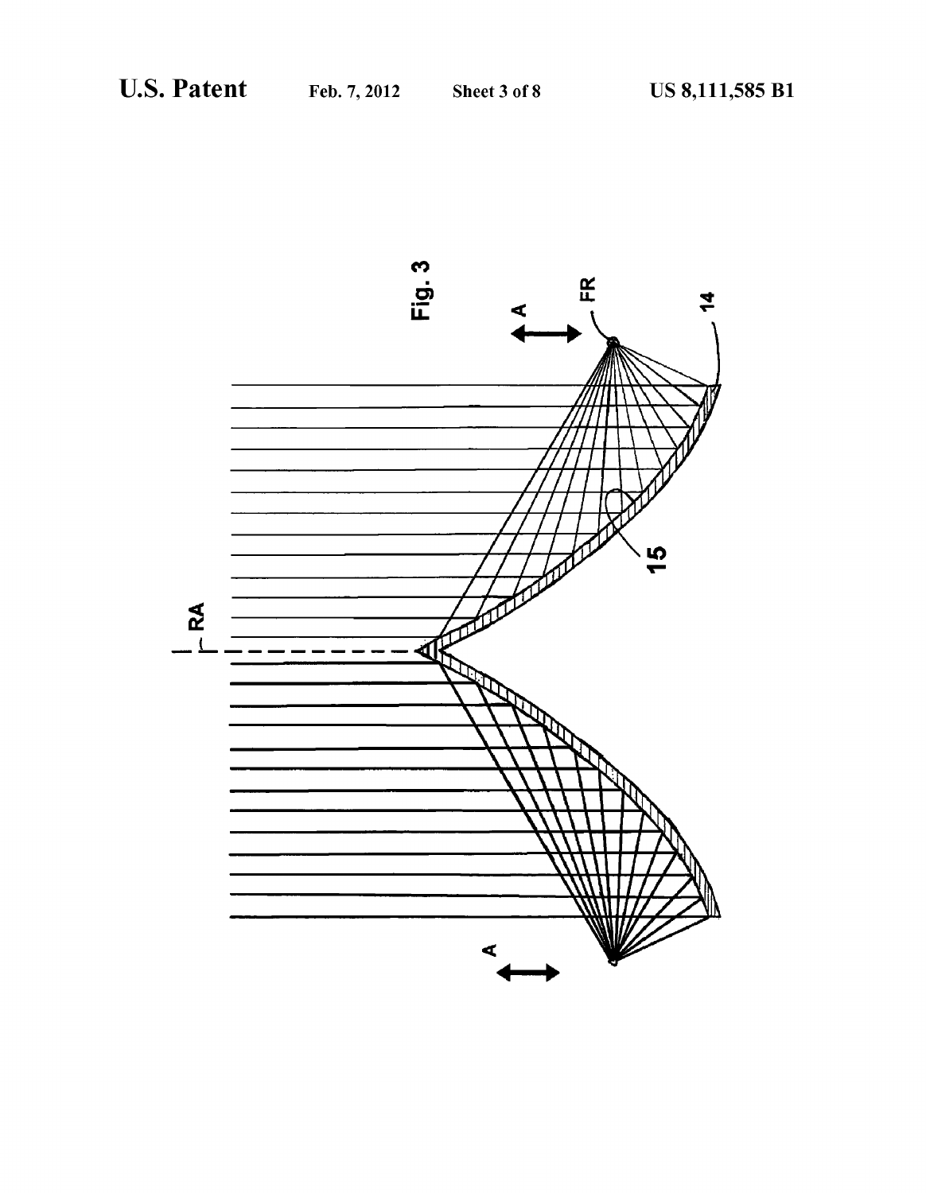Fig. 3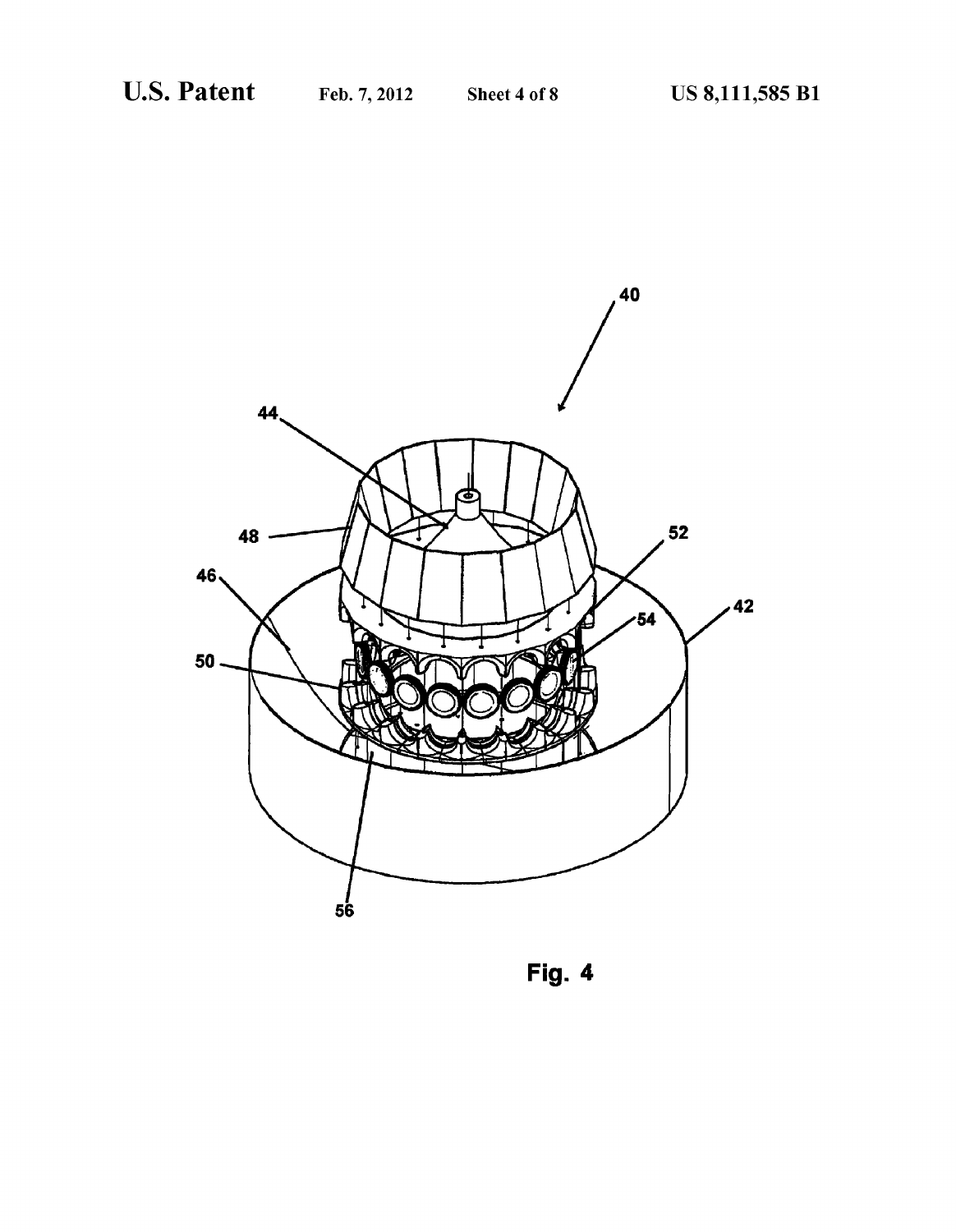Fig. 4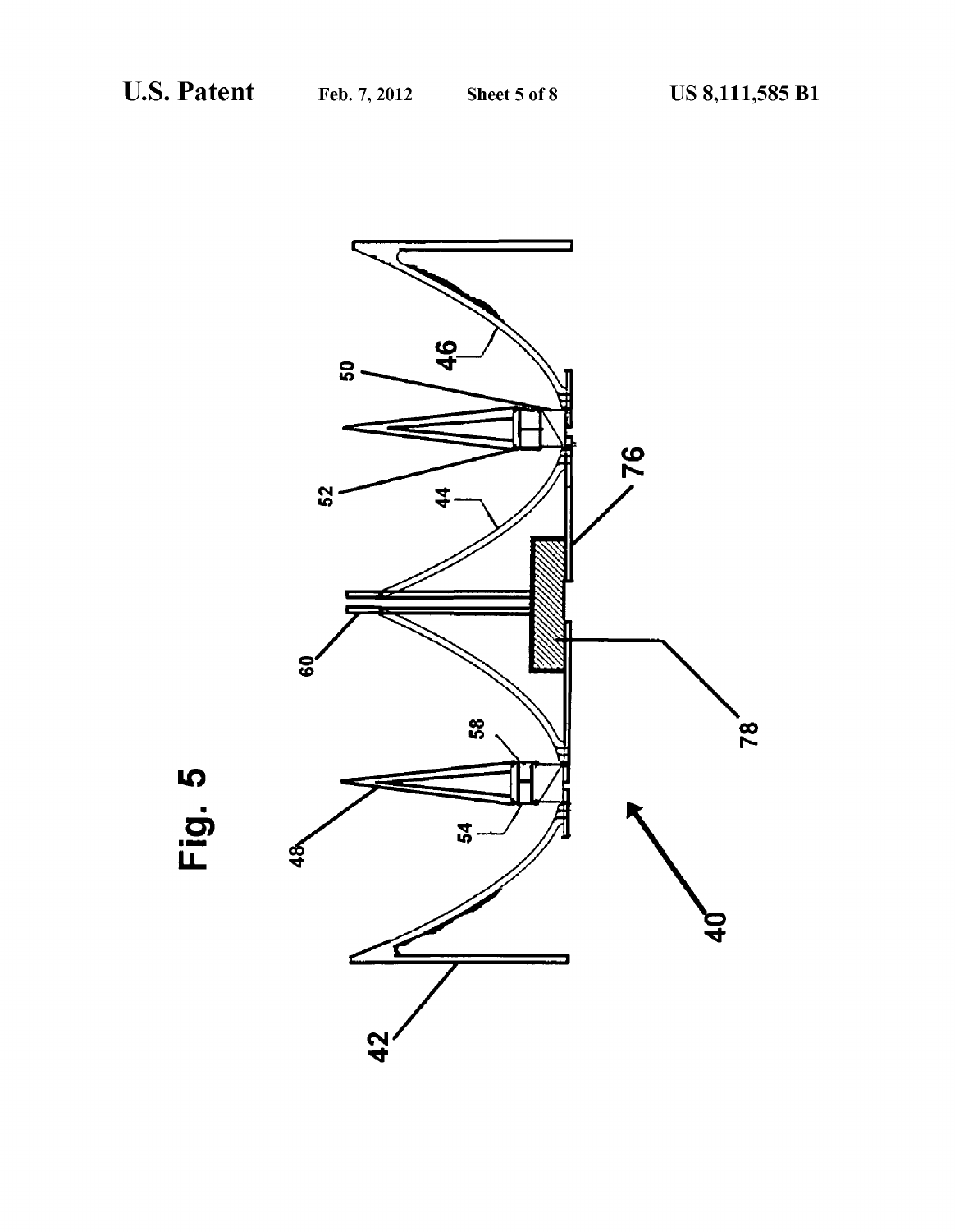Fig. 5

42

40

48

54

58

60

78

76

44

52

50

46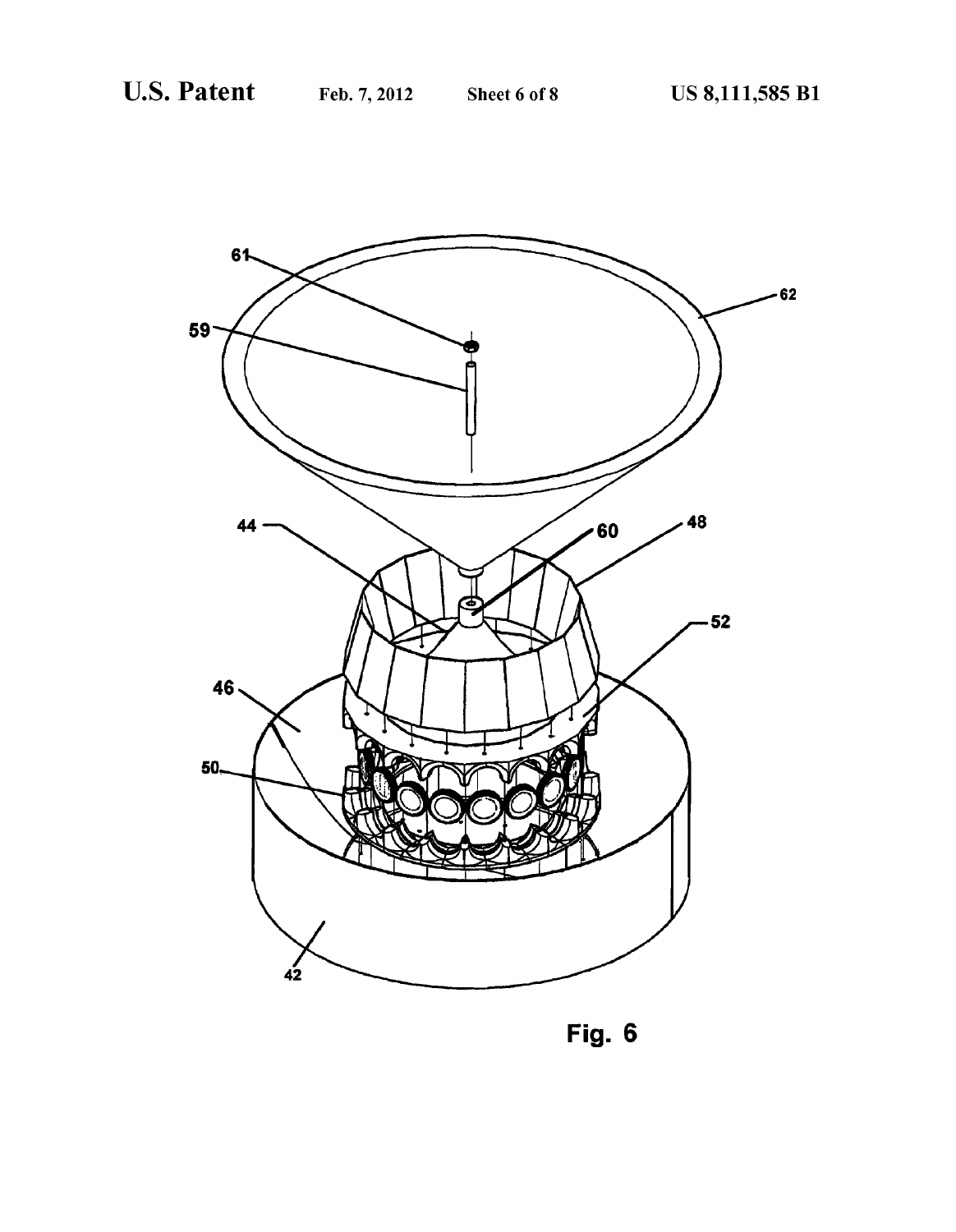Fig. 6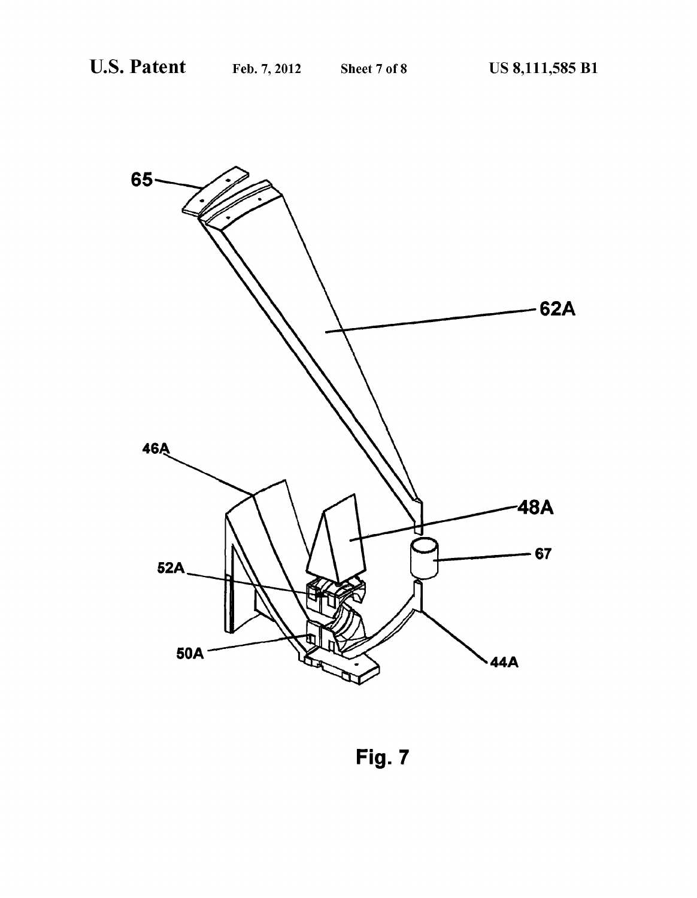Fig. 7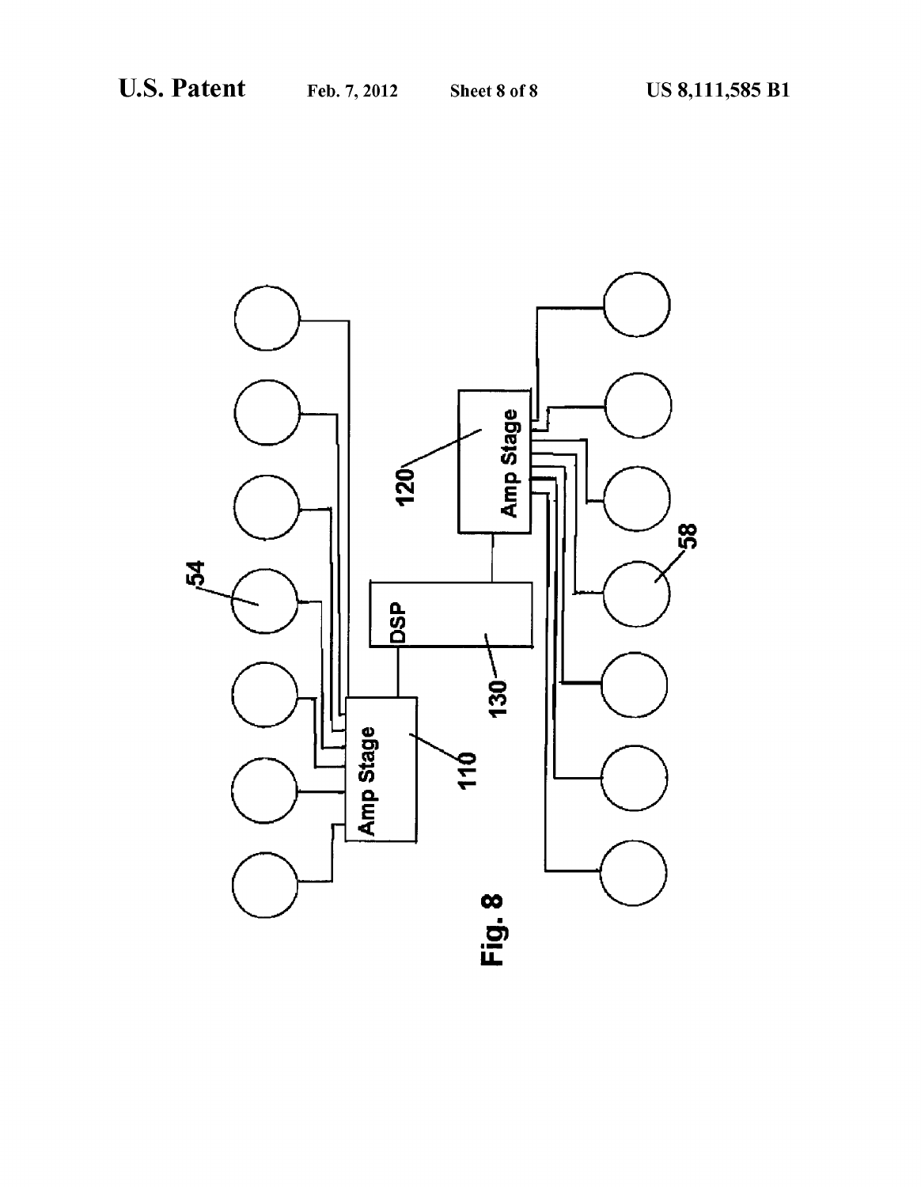Fig. 8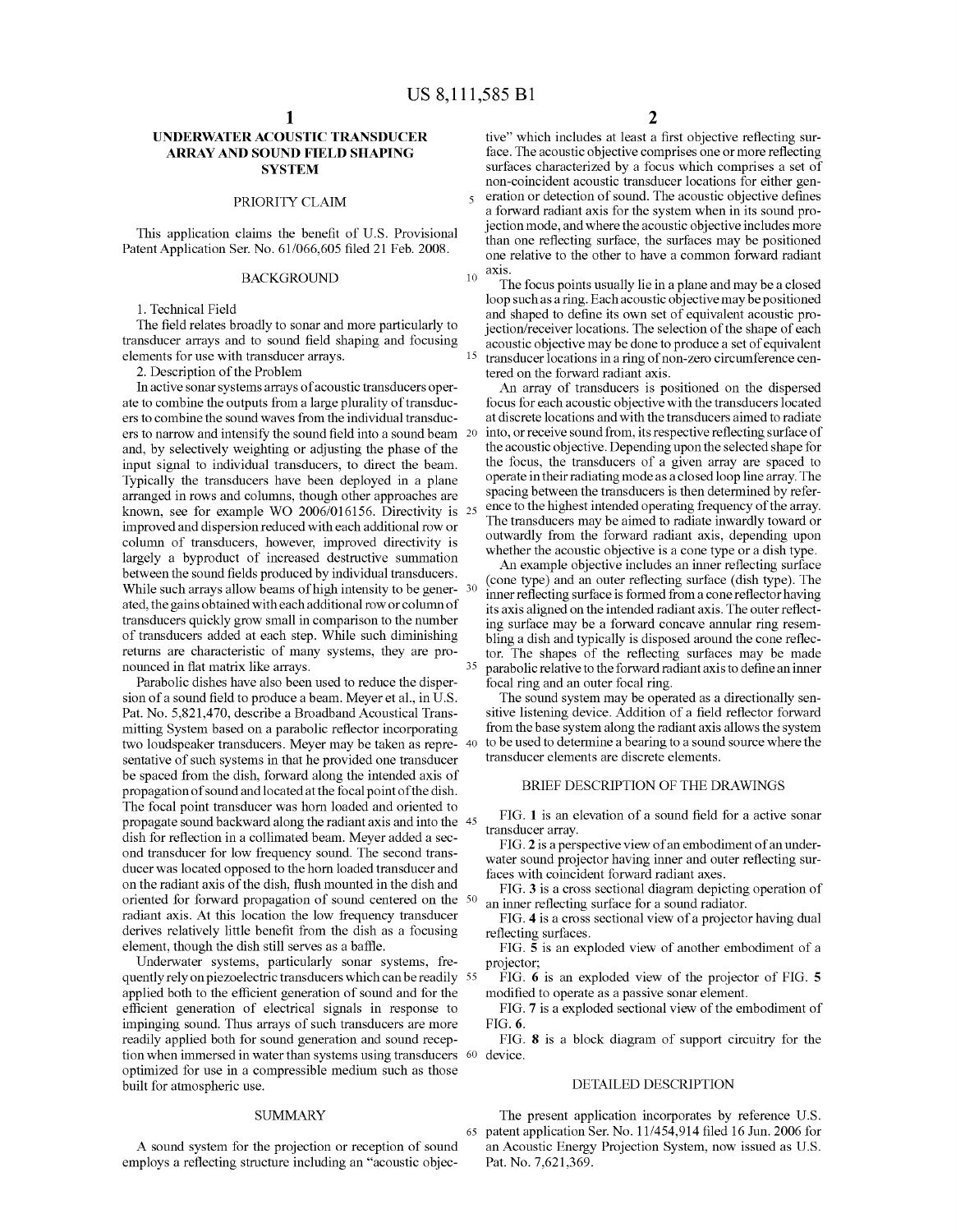# UNDERWATER ACOUSTIC TRANSDUCER ARRAY AND SOUND FIELD SHAPING SYSTEM

## PRIORITY CLAIM

This application claims the benefit of U.S. Provisional Patent Application Ser. No. 61/066,605 filed 21 Feb. 2008.

## BACKGROUND

1. Technical Field

The field relates broadly to sonar and more particularly to transducer arrays and to sound field shaping and focusing elements for use with transducer arrays.

2. Description of the Problem

In active sonar systems arrays of acoustic transducers operate to combine the outputs from a large plurality of transducers to combine the sound waves from the individual transducers to narrow and intensify the sound field into a sound beam and, by selectively weighting or adjusting the phase of the input signal to individual transducers, to direct the beam. Typically the transducers have been deployed in a plane arranged in rows and columns, though other approaches are known, see for example WO 2006/016156. Directivity is improved and dispersion reduced with each additional row or column of transducers, however, improved directivity is largely a byproduct of increased destructive summation between the sound fields produced by individual transducers. While such arrays allow beams of high intensity to be generated, the gains obtained with each additional row or column of transducers quickly grow small in comparison to the number of transducers added at each step. While such diminishing returns are characteristic of many systems, they are pronounced in flat matrix like arrays.

Parabolic dishes have also been used to reduce the dispersion of a sound field to produce a beam. Meyer et al., in U.S. Pat. No. 5,821,470, describe a Broadband Acoustical Transmitting System based on a parabolic reflector incorporating two loudspeaker transducers. Meyer may be taken as representative of such systems in that he provided one transducer be spaced from the dish, forward along the intended axis of propagation of sound and located at the focal point of the dish. The focal point transducer was horn loaded and oriented to propagate sound backward along the radiant axis and into the dish for reflection in a collimated beam. Meyer added a second transducer for low frequency sound. The second transducer was located opposed to the horn loaded transducer and on the radiant axis of the dish, flush mounted in the dish and oriented for forward propagation of sound centered on the radiant axis. At this location the low frequency transducer derives relatively little benefit from the dish as a focusing element, though the dish still serves as a baffle.

Underwater systems, particularly sonar systems, frequently rely on piezoelectric transducers which can be readily applied both to the efficient generation of sound and for the efficient generation of electrical signals in response to impinging sound. Thus arrays of such transducers are more readily applied both for sound generation and sound reception when immersed in water than systems using transducers optimized for use in a compressible medium such as those built for atmospheric use.

## SUMMARY

A sound system for the projection or reception of sound employs a reflecting structure including an "acoustic objective" which includes at least a first objective reflecting surface. The acoustic objective comprises one or more reflecting surfaces characterized by a focus which comprises a set of non-coincident acoustic transducer locations for either generation or detection of sound. The acoustic objective defines a forward radiant axis for the system when in its sound projection mode, and where the acoustic objective includes more than one reflecting surface, the surfaces may be positioned one relative to the other to have a common forward radiant axis.

The focus points usually lie in a plane and may be a closed loop such as a ring. Each acoustic objective may be positioned and shaped to define its own set of equivalent acoustic projection/receiver locations. The selection of the shape of each acoustic objective may be done to produce a set of equivalent transducer locations in a ring of non-zero circumference centered on the forward radiant axis.

An array of transducers is positioned on the dispersed focus for each acoustic objective with the transducers located at discrete locations and with the transducers aimed to radiate into, or receive sound from, its respective reflecting surface of the acoustic objective. Depending upon the selected shape for the focus, the transducers of a given array are spaced to operate in their radiating mode as a closed loop line array. The spacing between the transducers is then determined by reference to the highest intended operating frequency of the array. The transducers may be aimed to radiate inwardly toward or outwardly from the forward radiant axis, depending upon whether the acoustic objective is a cone type or a dish type.

An example objective includes an inner reflecting surface (cone type) and an outer reflecting surface (dish type). The inner reflecting surface is formed from a cone reflector having its axis aligned on the intended radiant axis. The outer reflecting surface may be a forward concave annular ring resembling a dish and typically is disposed around the cone reflector. The shapes of the reflecting surfaces may be made parabolic relative to the forward radiant axis to define an inner focal ring and an outer focal ring.

The sound system may be operated as a directionally sensitive listening device. Addition of a field reflector forward from the base system along the radiant axis allows the system to be used to determine a bearing to a sound source where the transducer elements are discrete elements.

## BRIEF DESCRIPTION OF THE DRAWINGS

FIG. 1 is an elevation of a sound field for a active sonar transducer array.

FIG. 2 is a perspective view of an embodiment of an underwater sound projector having inner and outer reflecting surfaces with coincident forward radiant axes.

FIG. 3 is a cross sectional diagram depicting operation of an inner reflecting surface for a sound radiator.

FIG. 4 is a cross sectional view of a projector having dual reflecting surfaces.

FIG. 5 is an exploded view of another embodiment of a projector;

FIG. 6 is an exploded view of the projector of FIG. 5 modified to operate as a passive sonar element.

FIG. 7 is a exploded sectional view of the embodiment of FIG. 6.

FIG. 8 is a block diagram of support circuitry for the device.

## DETAILED DESCRIPTION

The present application incorporates by reference U.S. patent application Ser. No. 11/454,914 filed 16 Jun. 2006 for an Acoustic Energy Projection System, now issued as U.S. Pat. No. 7,621,369.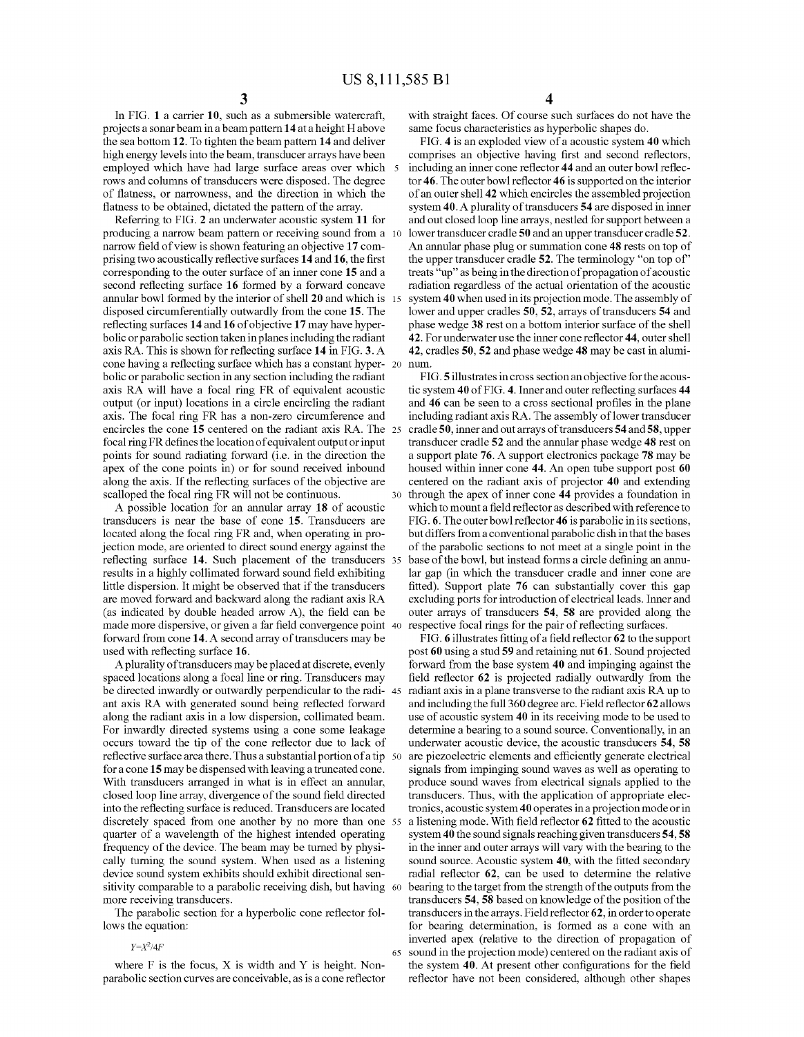In FIG. 1 a carrier 10, such as a submersible watercraft, projects a sonar beam in a beam pattern 14 at a height H above the sea bottom 12. To tighten the beam pattern 14 and deliver high energy levels into the beam, transducer arrays have been employed which have had large surface areas over which rows and columns of transducers were disposed. The degree of flatness, or narrowness, and the direction in which the flatness to be obtained, dictated the pattern of the array.

Referring to FIG. 2 an underwater acoustic system 11 for producing a narrow beam pattern or receiving sound from a narrow field of view is shown featuring an objective 17 comprising two acoustically reflective surfaces 14 and 16, the first corresponding to the outer surface of an inner cone 15 and a second reflecting surface 16 formed by a forward concave annular bowl formed by the interior of shell 20 and which is disposed circumferentially outwardly from the cone 15. The reflecting surfaces 14 and 16 of objective 17 may have hyperbolic or parabolic section taken in planes including the radiant axis RA. This is shown for reflecting surface 14 in FIG. 3. A cone having a reflecting surface which has a constant hyperbolic or parabolic section in any section including the radiant axis RA will have a focal ring FR of equivalent acoustic output (or input) locations in a circle encircling the radiant axis. The focal ring FR has a non-zero circumference and encircles the cone 15 centered on the radiant axis RA. The focal ring FR defines the location of equivalent output or input points for sound radiating forward (i.e. in the direction the apex of the cone points in) or for sound received inbound along the axis. If the reflecting surfaces of the objective are scalloped the focal ring FR will not be continuous.

A possible location for an annular array 18 of acoustic transducers is near the base of cone 15. Transducers are located along the focal ring FR and, when operating in projection mode, are oriented to direct sound energy against the reflecting surface 14. Such placement of the transducers results in a highly collimated forward sound field exhibiting little dispersion. It might be observed that if the transducers are moved forward and backward along the radiant axis RA (as indicated by double headed arrow A), the field can be made more dispersive, or given a far field convergence point forward from cone 14. A second array of transducers may be used with reflecting surface 16.

A plurality of transducers may be placed at discrete, evenly spaced locations along a focal line or ring. Transducers may be directed inwardly or outwardly perpendicular to the radiant axis RA with generated sound being reflected forward along the radiant axis in a low dispersion, collimated beam. For inwardly directed systems using a cone some leakage occurs toward the tip of the cone reflector due to lack of reflective surface area there. Thus a substantial portion of a tip for a cone 15 may be dispensed with leaving a truncated cone. With transducers arranged in what is in effect an annular, closed loop line array, divergence of the sound field directed into the reflecting surface is reduced. Transducers are located discretely spaced from one another by no more than one quarter of a wavelength of the highest intended operating frequency of the device. The beam may be turned by physically turning the sound system. When used as a listening device sound system exhibits should exhibit directional sensitivity comparable to a parabolic receiving dish, but having more receiving transducers.

The parabolic section for a hyperbolic cone reflector follows the equation:

$$Y=X^2/4F$$

where F is the focus, X is width and Y is height. Non-parabolic section curves are conceivable, as is a cone reflector with straight faces. Of course such surfaces do not have the same focus characteristics as hyperbolic shapes do.

FIG. 4 is an exploded view of a acoustic system 40 which comprises an objective having first and second reflectors, including an inner cone reflector 44 and an outer bowl reflector 46. The outer bowl reflector 46 is supported on the interior of an outer shell 42 which encircles the assembled projection system 40. A plurality of transducers 54 are disposed in inner and out closed loop line arrays, nestled for support between a lower transducer cradle 50 and an upper transducer cradle 52. An annular phase plug or summation cone 48 rests on top of the upper transducer cradle 52. The terminology "on top of" treats "up" as being in the direction of propagation of acoustic radiation regardless of the actual orientation of the acoustic system 40 when used in its projection mode. The assembly of lower and upper cradles 50, 52, arrays of transducers 54 and phase wedge 38 rest on a bottom interior surface of the shell 42. For underwater use the inner cone reflector 44, outer shell 42, cradles 50, 52 and phase wedge 48 may be cast in aluminum.

FIG. 5 illustrates in cross section an objective for the acoustic system 40 of FIG. 4. Inner and outer reflecting surfaces 44 and 46 can be seen to a cross sectional profiles in the plane including radiant axis RA. The assembly of lower transducer cradle 50, inner and out arrays of transducers 54 and 58, upper transducer cradle 52 and the annular phase wedge 48 rest on a support plate 76. A support electronics package 78 may be housed within inner cone 44. An open tube support post 60 centered on the radiant axis of projector 40 and extending through the apex of inner cone 44 provides a foundation in which to mount a field reflector as described with reference to FIG. 6. The outer bowl reflector 46 is parabolic in its sections, but differs from a conventional parabolic dish in that the bases of the parabolic sections to not meet at a single point in the base of the bowl, but instead forms a circle defining an annular gap (in which the transducer cradle and inner cone are fitted). Support plate 76 can substantially cover this gap excluding ports for introduction of electrical leads. Inner and outer arrays of transducers 54, 58 are provided along the respective focal rings for the pair of reflecting surfaces.

FIG. 6 illustrates fitting of a field reflector 62 to the support post 60 using a stud 59 and retaining nut 61. Sound projected forward from the base system 40 and impinging against the field reflector 62 is projected radially outwardly from the radiant axis in a plane transverse to the radiant axis RA up to and including the full 360 degree arc. Field reflector 62 allows use of acoustic system 40 in its receiving mode to be used to determine a bearing to a sound source. Conventionally, in an underwater acoustic device, the acoustic transducers 54, 58 are piezoelectric elements and efficiently generate electrical signals from impinging sound waves as well as operating to produce sound waves from electrical signals applied to the transducers. Thus, with the application of appropriate electronics, acoustic system 40 operates in a projection mode or in a listening mode. With field reflector 62 fitted to the acoustic system 40 the sound signals reaching given transducers 54, 58 in the inner and outer arrays will vary with the bearing to the sound source. Acoustic system 40, with the fitted secondary radial reflector 62, can be used to determine the relative bearing to the target from the strength of the outputs from the transducers 54, 58 based on knowledge of the position of the transducers in the arrays. Field reflector 62, in order to operate for bearing determination, is formed as a cone with an inverted apex (relative to the direction of propagation of sound in the projection mode) centered on the radiant axis of the system 40. At present other configurations for the field reflector have not been considered, although other shapes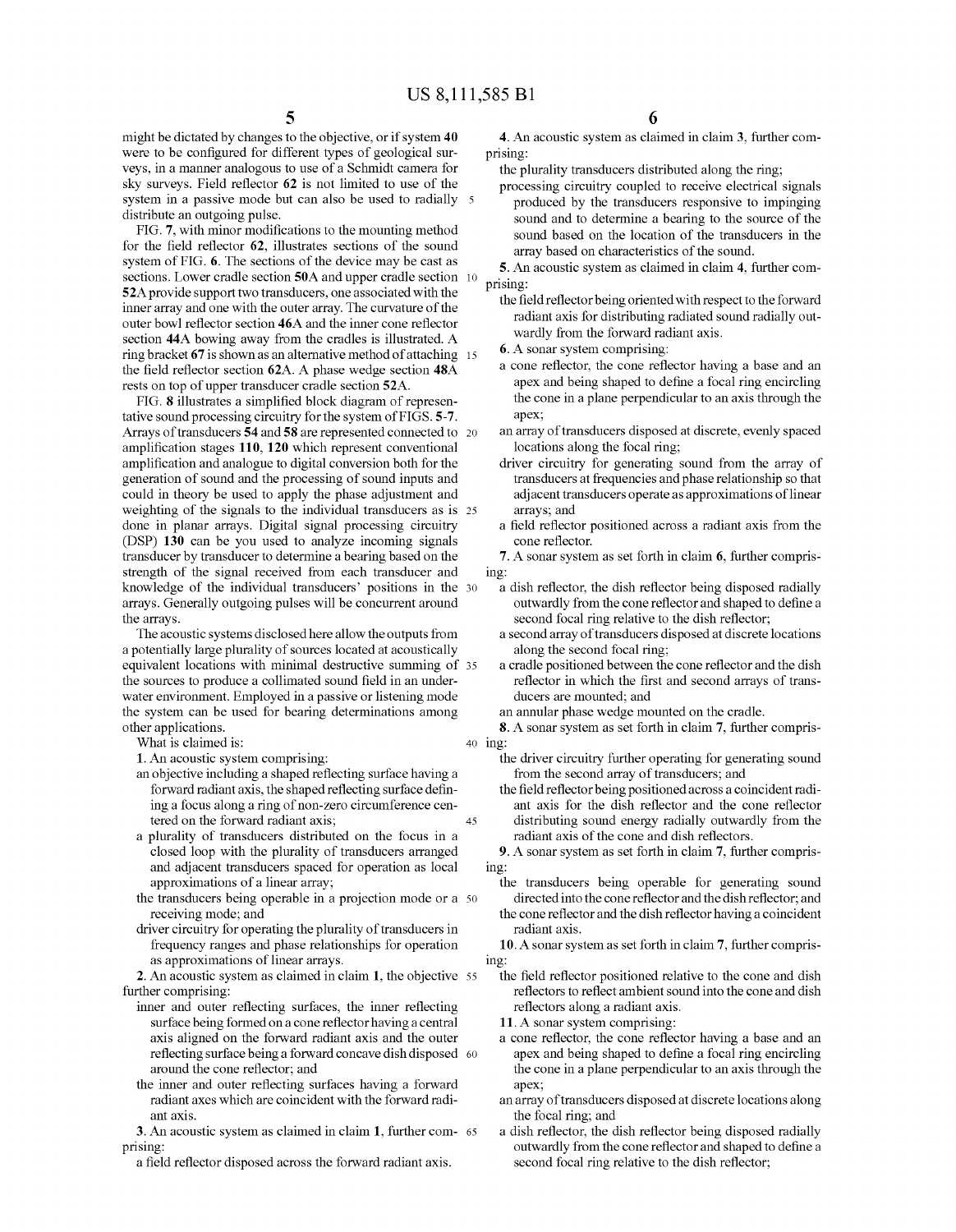might be dictated by changes to the objective, or if system **40** were to be configured for different types of geological surveys, in a manner analogous to use of a Schmidt camera for sky surveys. Field reflector **62** is not limited to use of the system in a passive mode but can also be used to radially distribute an outgoing pulse.

FIG. **7**, with minor modifications to the mounting method for the field reflector **62**, illustrates sections of the sound system of FIG. **6**. The sections of the device may be cast as sections. Lower cradle section **50**A and upper cradle section **52**A provide support two transducers, one associated with the inner array and one with the outer array. The curvature of the outer bowl reflector section **46**A and the inner cone reflector section **44**A bowing away from the cradles is illustrated. A ring bracket **67** is shown as an alternative method of attaching the field reflector section **62**A. A phase wedge section **48**A rests on top of upper transducer cradle section **52**A.

FIG. **8** illustrates a simplified block diagram of representative sound processing circuitry for the system of FIGS. **5**-**7**. Arrays of transducers **54** and **58** are represented connected to amplification stages **110**, **120** which represent conventional amplification and analogue to digital conversion both for the generation of sound and the processing of sound inputs and could in theory be used to apply the phase adjustment and weighting of the signals to the individual transducers as is done in planar arrays. Digital signal processing circuitry (DSP) **130** can be you used to analyze incoming signals transducer by transducer to determine a bearing based on the strength of the signal received from each transducer and knowledge of the individual transducers' positions in the arrays. Generally outgoing pulses will be concurrent around the arrays.

The acoustic systems disclosed here allow the outputs from a potentially large plurality of sources located at acoustically equivalent locations with minimal destructive summing of the sources to produce a collimated sound field in an underwater environment. Employed in a passive or listening mode the system can be used for bearing determinations among other applications.

What is claimed is:

**1**. An acoustic system comprising:

an objective including a shaped reflecting surface having a forward radiant axis, the shaped reflecting surface defining a focus along a ring of non-zero circumference centered on the forward radiant axis;

a plurality of transducers distributed on the focus in a closed loop with the plurality of transducers arranged and adjacent transducers spaced for operation as local approximations of a linear array;

the transducers being operable in a projection mode or a receiving mode; and

driver circuitry for operating the plurality of transducers in frequency ranges and phase relationships for operation as approximations of linear arrays.

**2**. An acoustic system as claimed in claim **1**, the objective further comprising:

inner and outer reflecting surfaces, the inner reflecting surface being formed on a cone reflector having a central axis aligned on the forward radiant axis and the outer reflecting surface being a forward concave dish disposed around the cone reflector; and

the inner and outer reflecting surfaces having a forward radiant axes which are coincident with the forward radiant axis.

**3**. An acoustic system as claimed in claim **1**, further comprising:

a field reflector disposed across the forward radiant axis.

**4**. An acoustic system as claimed in claim **3**, further comprising:

the plurality transducers distributed along the ring;

processing circuitry coupled to receive electrical signals produced by the transducers responsive to impinging sound and to determine a bearing to the source of the sound based on the location of the transducers in the array based on characteristics of the sound.

**5**. An acoustic system as claimed in claim **4**, further comprising:

the field reflector being oriented with respect to the forward radiant axis for distributing radiated sound radially outwardly from the forward radiant axis.

**6**. A sonar system comprising:

a cone reflector, the cone reflector having a base and an apex and being shaped to define a focal ring encircling the cone in a plane perpendicular to an axis through the apex;

an array of transducers disposed at discrete, evenly spaced locations along the focal ring;

driver circuitry for generating sound from the array of transducers at frequencies and phase relationship so that adjacent transducers operate as approximations of linear arrays; and

a field reflector positioned across a radiant axis from the cone reflector.

**7**. A sonar system as set forth in claim **6**, further comprising:

a dish reflector, the dish reflector being disposed radially outwardly from the cone reflector and shaped to define a second focal ring relative to the dish reflector;

a second array of transducers disposed at discrete locations along the second focal ring;

a cradle positioned between the cone reflector and the dish reflector in which the first and second arrays of transducers are mounted; and

an annular phase wedge mounted on the cradle.

**8**. A sonar system as set forth in claim **7**, further comprising:

the driver circuitry further operating for generating sound from the second array of transducers; and

the field reflector being positioned across a coincident radiant axis for the dish reflector and the cone reflector distributing sound energy radially outwardly from the radiant axis of the cone and dish reflectors.

**9**. A sonar system as set forth in claim **7**, further comprising:

the transducers being operable for generating sound directed into the cone reflector and the dish reflector; and

the cone reflector and the dish reflector having a coincident radiant axis.

**10**. A sonar system as set forth in claim **7**, further comprising:

the field reflector positioned relative to the cone and dish reflectors to reflect ambient sound into the cone and dish reflectors along a radiant axis.

**11**. A sonar system comprising:

a cone reflector, the cone reflector having a base and an apex and being shaped to define a focal ring encircling the cone in a plane perpendicular to an axis through the apex;

an array of transducers disposed at discrete locations along the focal ring; and

a dish reflector, the dish reflector being disposed radially outwardly from the cone reflector and shaped to define a second focal ring relative to the dish reflector;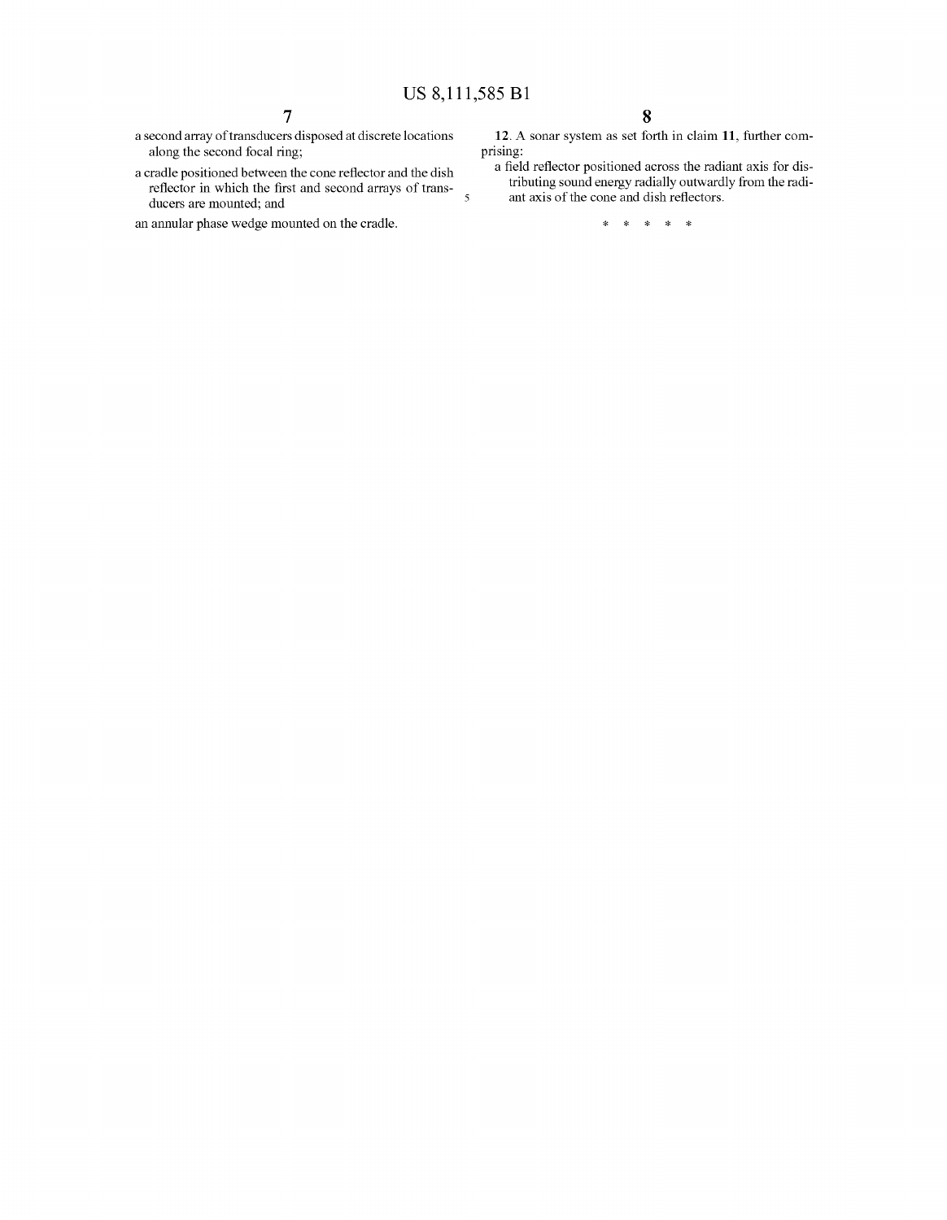a second array of transducers disposed at discrete locations along the second focal ring;

a cradle positioned between the cone reflector and the dish reflector in which the first and second arrays of transducers are mounted; and

an annular phase wedge mounted on the cradle.

**12**. A sonar system as set forth in claim **11**, further comprising:

a field reflector positioned across the radiant axis for distributing sound energy radially outwardly from the radiant axis of the cone and dish reflectors.

* * * * *